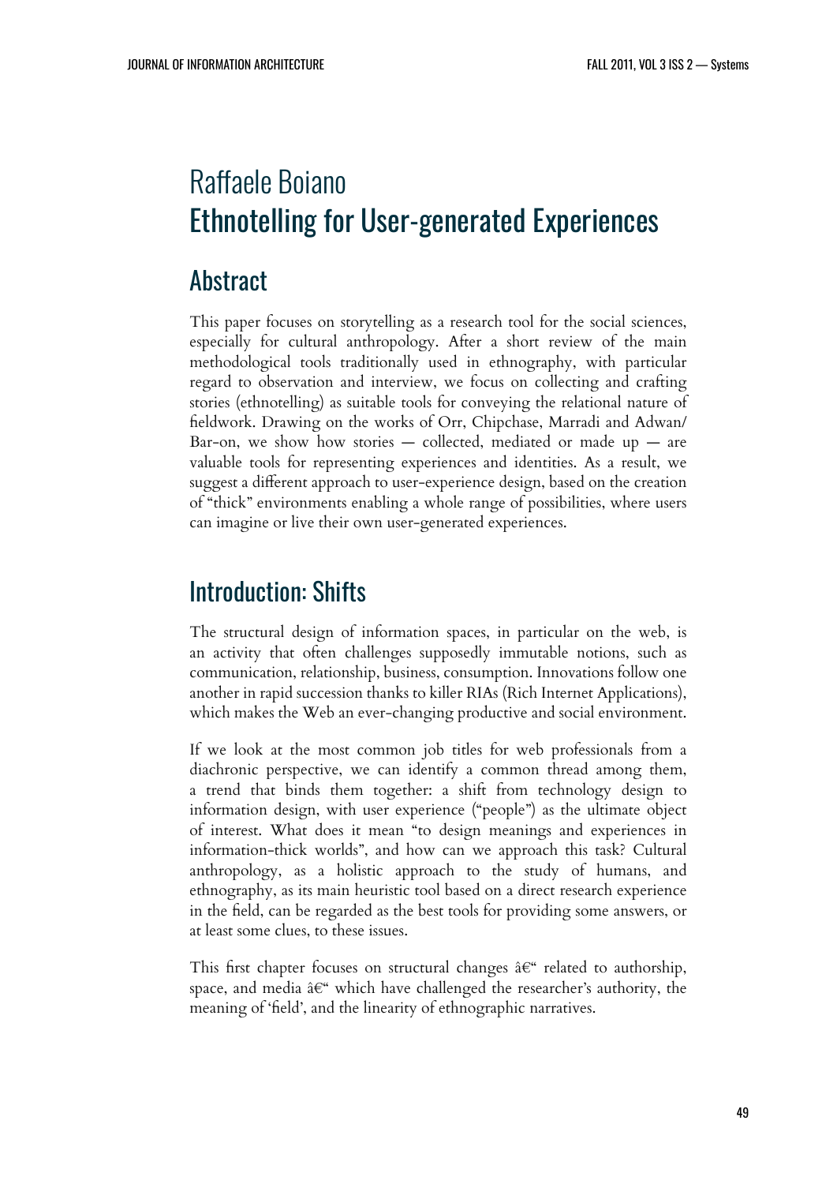# Raffaele Boiano
# Ethnotelling for User-generated Experiences

## Abstract

This paper focuses on storytelling as a research tool for the social sciences, especially for cultural anthropology. After a short review of the main methodological tools traditionally used in ethnography, with particular regard to observation and interview, we focus on collecting and crafting stories (ethnotelling) as suitable tools for conveying the relational nature of fieldwork. Drawing on the works of Orr, Chipchase, Marradi and Adwan/Bar-on, we show how stories — collected, mediated or made up — are valuable tools for representing experiences and identities. As a result, we suggest a different approach to user-experience design, based on the creation of "thick" environments enabling a whole range of possibilities, where users can imagine or live their own user-generated experiences.

## Introduction: Shifts

The structural design of information spaces, in particular on the web, is an activity that often challenges supposedly immutable notions, such as communication, relationship, business, consumption. Innovations follow one another in rapid succession thanks to killer RIAs (Rich Internet Applications), which makes the Web an ever-changing productive and social environment.

If we look at the most common job titles for web professionals from a diachronic perspective, we can identify a common thread among them, a trend that binds them together: a shift from technology design to information design, with user experience ("people") as the ultimate object of interest. What does it mean "to design meanings and experiences in information-thick worlds", and how can we approach this task? Cultural anthropology, as a holistic approach to the study of humans, and ethnography, as its main heuristic tool based on a direct research experience in the field, can be regarded as the best tools for providing some answers, or at least some clues, to these issues.

This first chapter focuses on structural changes â€“ related to authorship, space, and media â€“ which have challenged the researcher's authority, the meaning of 'field', and the linearity of ethnographic narratives.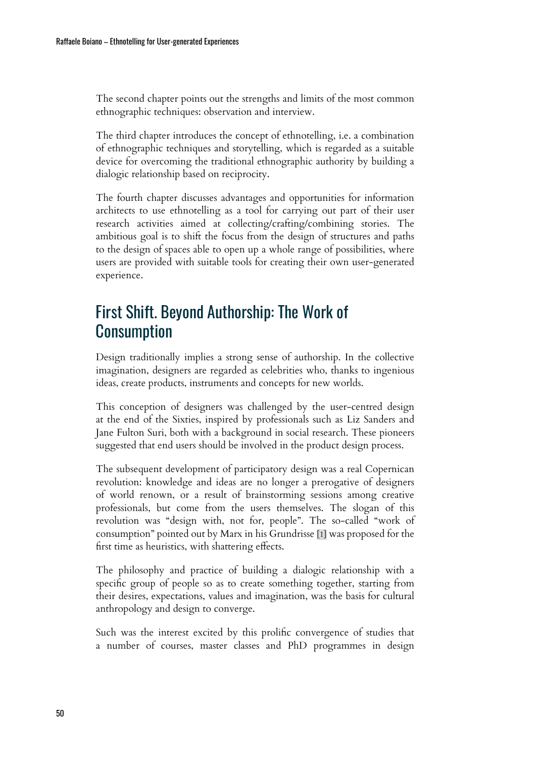The second chapter points out the strengths and limits of the most common ethnographic techniques: observation and interview.

The third chapter introduces the concept of ethnotelling, i.e. a combination of ethnographic techniques and storytelling, which is regarded as a suitable device for overcoming the traditional ethnographic authority by building a dialogic relationship based on reciprocity.

The fourth chapter discusses advantages and opportunities for information architects to use ethnotelling as a tool for carrying out part of their user research activities aimed at collecting/crafting/combining stories. The ambitious goal is to shift the focus from the design of structures and paths to the design of spaces able to open up a whole range of possibilities, where users are provided with suitable tools for creating their own user-generated experience.

## First Shift. Beyond Authorship: The Work of Consumption

Design traditionally implies a strong sense of authorship. In the collective imagination, designers are regarded as celebrities who, thanks to ingenious ideas, create products, instruments and concepts for new worlds.

This conception of designers was challenged by the user-centred design at the end of the Sixties, inspired by professionals such as Liz Sanders and Jane Fulton Suri, both with a background in social research. These pioneers suggested that end users should be involved in the product design process.

The subsequent development of participatory design was a real Copernican revolution: knowledge and ideas are no longer a prerogative of designers of world renown, or a result of brainstorming sessions among creative professionals, but come from the users themselves. The slogan of this revolution was "design with, not for, people". The so-called "work of consumption" pointed out by Marx in his Grundrisse [1] was proposed for the first time as heuristics, with shattering effects.

The philosophy and practice of building a dialogic relationship with a specific group of people so as to create something together, starting from their desires, expectations, values and imagination, was the basis for cultural anthropology and design to converge.

Such was the interest excited by this prolific convergence of studies that a number of courses, master classes and PhD programmes in design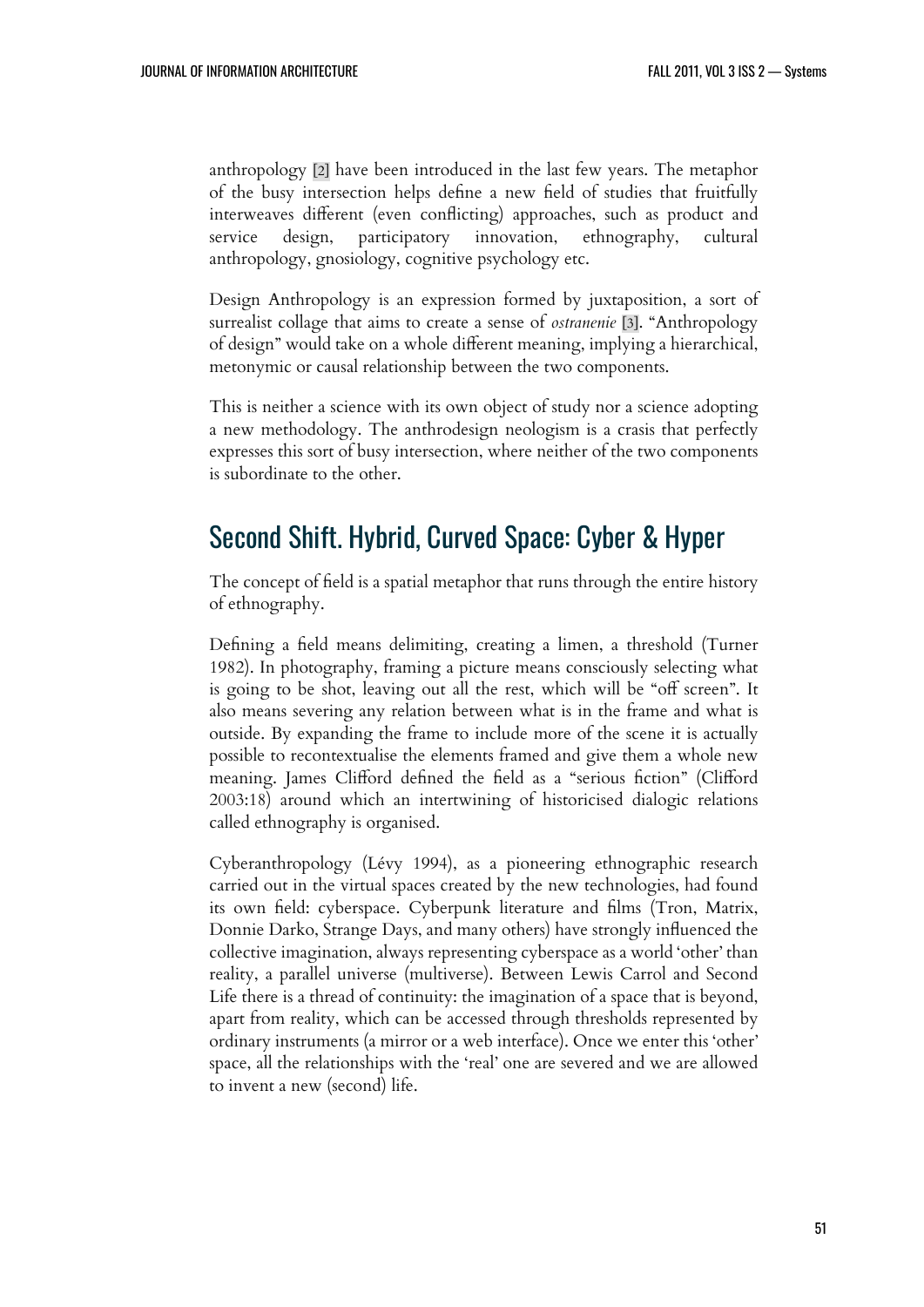anthropology [2] have been introduced in the last few years. The metaphor of the busy intersection helps define a new field of studies that fruitfully interweaves different (even conflicting) approaches, such as product and service design, participatory innovation, ethnography, cultural anthropology, gnosiology, cognitive psychology etc.

Design Anthropology is an expression formed by juxtaposition, a sort of surrealist collage that aims to create a sense of *ostranenie* [3]. "Anthropology of design" would take on a whole different meaning, implying a hierarchical, metonymic or causal relationship between the two components.

This is neither a science with its own object of study nor a science adopting a new methodology. The anthrodesign neologism is a crasis that perfectly expresses this sort of busy intersection, where neither of the two components is subordinate to the other.

## Second Shift. Hybrid, Curved Space: Cyber & Hyper

The concept of field is a spatial metaphor that runs through the entire history of ethnography.

Defining a field means delimiting, creating a limen, a threshold (Turner 1982). In photography, framing a picture means consciously selecting what is going to be shot, leaving out all the rest, which will be "off screen". It also means severing any relation between what is in the frame and what is outside. By expanding the frame to include more of the scene it is actually possible to recontextualise the elements framed and give them a whole new meaning. James Clifford defined the field as a "serious fiction" (Clifford 2003:18) around which an intertwining of historicised dialogic relations called ethnography is organised.

Cyberanthropology (Lévy 1994), as a pioneering ethnographic research carried out in the virtual spaces created by the new technologies, had found its own field: cyberspace. Cyberpunk literature and films (Tron, Matrix, Donnie Darko, Strange Days, and many others) have strongly influenced the collective imagination, always representing cyberspace as a world 'other' than reality, a parallel universe (multiverse). Between Lewis Carrol and Second Life there is a thread of continuity: the imagination of a space that is beyond, apart from reality, which can be accessed through thresholds represented by ordinary instruments (a mirror or a web interface). Once we enter this 'other' space, all the relationships with the 'real' one are severed and we are allowed to invent a new (second) life.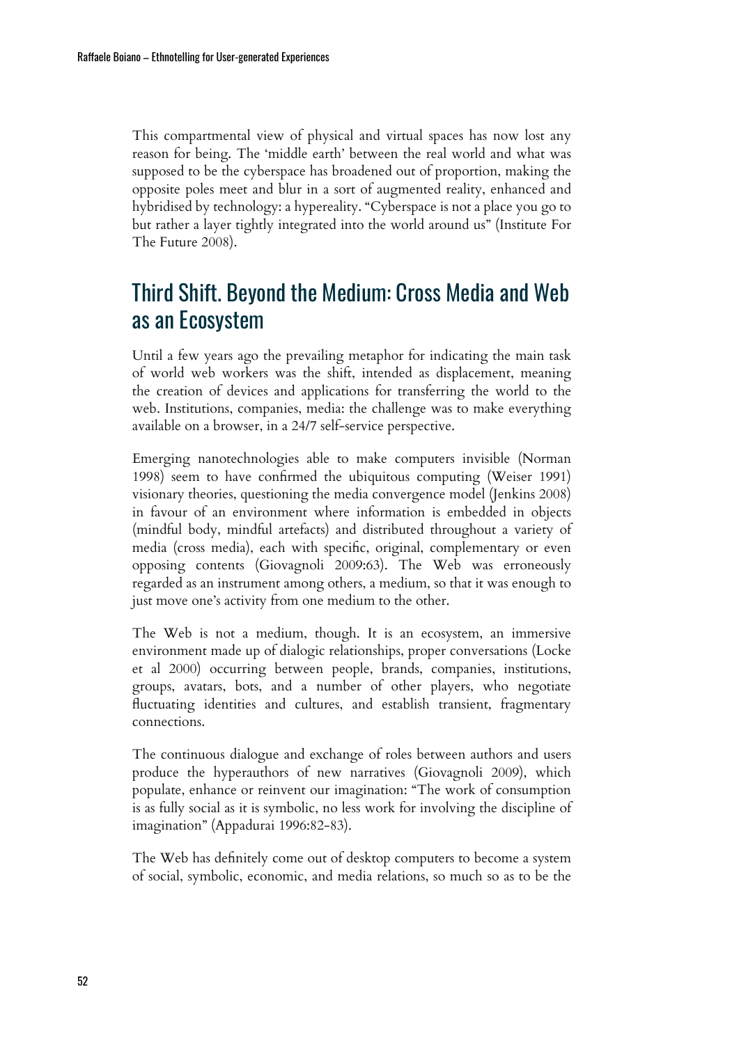This compartmental view of physical and virtual spaces has now lost any reason for being. The 'middle earth' between the real world and what was supposed to be the cyberspace has broadened out of proportion, making the opposite poles meet and blur in a sort of augmented reality, enhanced and hybridised by technology: a hypereality. "Cyberspace is not a place you go to but rather a layer tightly integrated into the world around us" (Institute For The Future 2008).

## Third Shift. Beyond the Medium: Cross Media and Web as an Ecosystem

Until a few years ago the prevailing metaphor for indicating the main task of world web workers was the shift, intended as displacement, meaning the creation of devices and applications for transferring the world to the web. Institutions, companies, media: the challenge was to make everything available on a browser, in a 24/7 self-service perspective.

Emerging nanotechnologies able to make computers invisible (Norman 1998) seem to have confirmed the ubiquitous computing (Weiser 1991) visionary theories, questioning the media convergence model (Jenkins 2008) in favour of an environment where information is embedded in objects (mindful body, mindful artefacts) and distributed throughout a variety of media (cross media), each with specific, original, complementary or even opposing contents (Giovagnoli 2009:63). The Web was erroneously regarded as an instrument among others, a medium, so that it was enough to just move one's activity from one medium to the other.

The Web is not a medium, though. It is an ecosystem, an immersive environment made up of dialogic relationships, proper conversations (Locke et al 2000) occurring between people, brands, companies, institutions, groups, avatars, bots, and a number of other players, who negotiate fluctuating identities and cultures, and establish transient, fragmentary connections.

The continuous dialogue and exchange of roles between authors and users produce the hyperauthors of new narratives (Giovagnoli 2009), which populate, enhance or reinvent our imagination: "The work of consumption is as fully social as it is symbolic, no less work for involving the discipline of imagination" (Appadurai 1996:82-83).

The Web has definitely come out of desktop computers to become a system of social, symbolic, economic, and media relations, so much so as to be the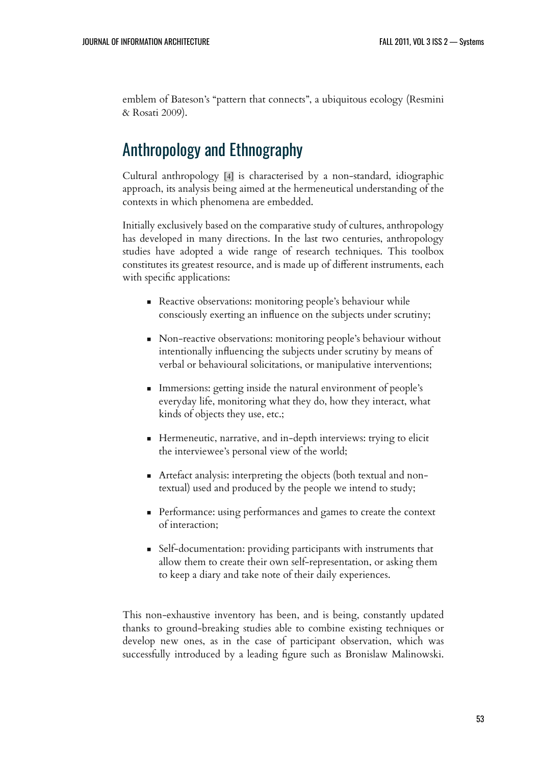emblem of Bateson's "pattern that connects", a ubiquitous ecology (Resmini & Rosati 2009).

## Anthropology and Ethnography

Cultural anthropology [4] is characterised by a non-standard, idiographic approach, its analysis being aimed at the hermeneutical understanding of the contexts in which phenomena are embedded.

Initially exclusively based on the comparative study of cultures, anthropology has developed in many directions. In the last two centuries, anthropology studies have adopted a wide range of research techniques. This toolbox constitutes its greatest resource, and is made up of different instruments, each with specific applications:

- Reactive observations: monitoring people's behaviour while consciously exerting an influence on the subjects under scrutiny;
- Non-reactive observations: monitoring people's behaviour without intentionally influencing the subjects under scrutiny by means of verbal or behavioural solicitations, or manipulative interventions;
- Immersions: getting inside the natural environment of people's everyday life, monitoring what they do, how they interact, what kinds of objects they use, etc.;
- Hermeneutic, narrative, and in-depth interviews: trying to elicit the interviewee's personal view of the world;
- Artefact analysis: interpreting the objects (both textual and non-textual) used and produced by the people we intend to study;
- Performance: using performances and games to create the context of interaction;
- Self-documentation: providing participants with instruments that allow them to create their own self-representation, or asking them to keep a diary and take note of their daily experiences.

This non-exhaustive inventory has been, and is being, constantly updated thanks to ground-breaking studies able to combine existing techniques or develop new ones, as in the case of participant observation, which was successfully introduced by a leading figure such as Bronislaw Malinowski.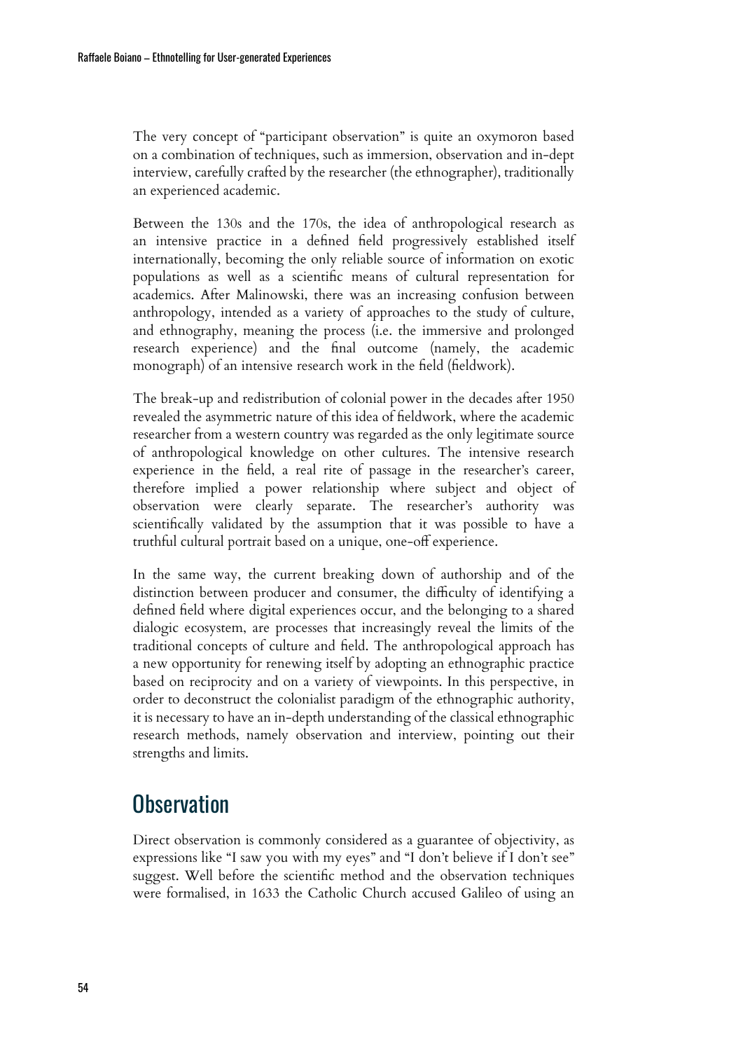The very concept of "participant observation" is quite an oxymoron based on a combination of techniques, such as immersion, observation and in-dept interview, carefully crafted by the researcher (the ethnographer), traditionally an experienced academic.

Between the 130s and the 170s, the idea of anthropological research as an intensive practice in a defined field progressively established itself internationally, becoming the only reliable source of information on exotic populations as well as a scientific means of cultural representation for academics. After Malinowski, there was an increasing confusion between anthropology, intended as a variety of approaches to the study of culture, and ethnography, meaning the process (i.e. the immersive and prolonged research experience) and the final outcome (namely, the academic monograph) of an intensive research work in the field (fieldwork).

The break-up and redistribution of colonial power in the decades after 1950 revealed the asymmetric nature of this idea of fieldwork, where the academic researcher from a western country was regarded as the only legitimate source of anthropological knowledge on other cultures. The intensive research experience in the field, a real rite of passage in the researcher's career, therefore implied a power relationship where subject and object of observation were clearly separate. The researcher's authority was scientifically validated by the assumption that it was possible to have a truthful cultural portrait based on a unique, one-off experience.

In the same way, the current breaking down of authorship and of the distinction between producer and consumer, the difficulty of identifying a defined field where digital experiences occur, and the belonging to a shared dialogic ecosystem, are processes that increasingly reveal the limits of the traditional concepts of culture and field. The anthropological approach has a new opportunity for renewing itself by adopting an ethnographic practice based on reciprocity and on a variety of viewpoints. In this perspective, in order to deconstruct the colonialist paradigm of the ethnographic authority, it is necessary to have an in-depth understanding of the classical ethnographic research methods, namely observation and interview, pointing out their strengths and limits.

## Observation

Direct observation is commonly considered as a guarantee of objectivity, as expressions like "I saw you with my eyes" and "I don't believe if I don't see" suggest. Well before the scientific method and the observation techniques were formalised, in 1633 the Catholic Church accused Galileo of using an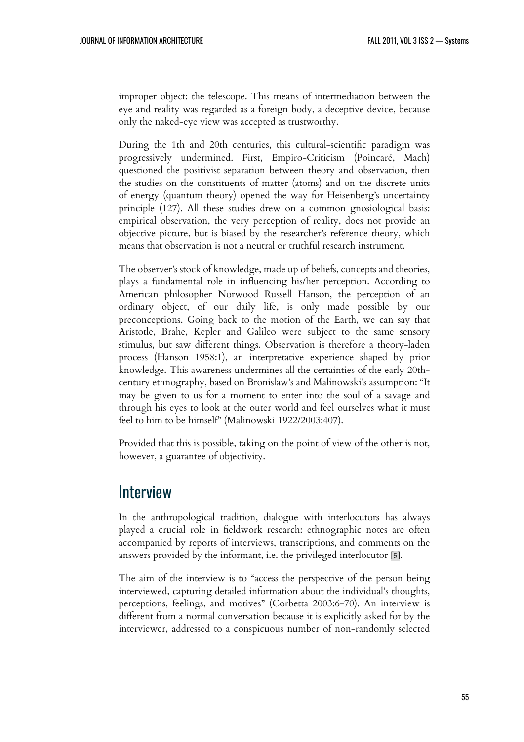improper object: the telescope. This means of intermediation between the eye and reality was regarded as a foreign body, a deceptive device, because only the naked-eye view was accepted as trustworthy.

During the 1th and 20th centuries, this cultural-scientific paradigm was progressively undermined. First, Empiro-Criticism (Poincaré, Mach) questioned the positivist separation between theory and observation, then the studies on the constituents of matter (atoms) and on the discrete units of energy (quantum theory) opened the way for Heisenberg's uncertainty principle (127). All these studies drew on a common gnosiological basis: empirical observation, the very perception of reality, does not provide an objective picture, but is biased by the researcher's reference theory, which means that observation is not a neutral or truthful research instrument.

The observer's stock of knowledge, made up of beliefs, concepts and theories, plays a fundamental role in influencing his/her perception. According to American philosopher Norwood Russell Hanson, the perception of an ordinary object, of our daily life, is only made possible by our preconceptions. Going back to the motion of the Earth, we can say that Aristotle, Brahe, Kepler and Galileo were subject to the same sensory stimulus, but saw different things. Observation is therefore a theory-laden process (Hanson 1958:1), an interpretative experience shaped by prior knowledge. This awareness undermines all the certainties of the early 20th-century ethnography, based on Bronislaw's and Malinowski's assumption: "It may be given to us for a moment to enter into the soul of a savage and through his eyes to look at the outer world and feel ourselves what it must feel to him to be himself" (Malinowski 1922/2003:407).

Provided that this is possible, taking on the point of view of the other is not, however, a guarantee of objectivity.

## Interview

In the anthropological tradition, dialogue with interlocutors has always played a crucial role in fieldwork research: ethnographic notes are often accompanied by reports of interviews, transcriptions, and comments on the answers provided by the informant, i.e. the privileged interlocutor [5].

The aim of the interview is to "access the perspective of the person being interviewed, capturing detailed information about the individual's thoughts, perceptions, feelings, and motives" (Corbetta 2003:6-70). An interview is different from a normal conversation because it is explicitly asked for by the interviewer, addressed to a conspicuous number of non-randomly selected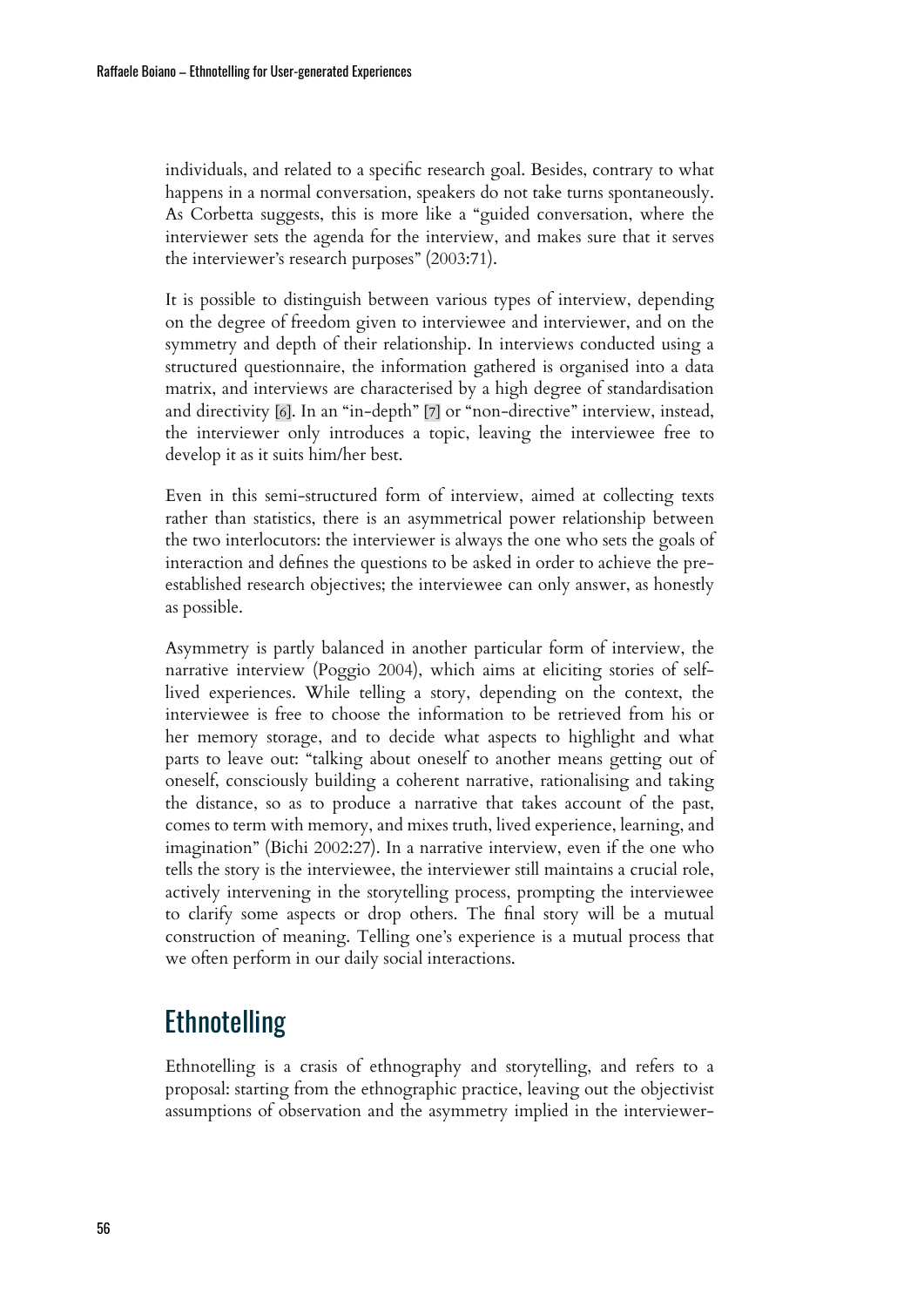individuals, and related to a specific research goal. Besides, contrary to what happens in a normal conversation, speakers do not take turns spontaneously. As Corbetta suggests, this is more like a "guided conversation, where the interviewer sets the agenda for the interview, and makes sure that it serves the interviewer's research purposes" (2003:71).

It is possible to distinguish between various types of interview, depending on the degree of freedom given to interviewee and interviewer, and on the symmetry and depth of their relationship. In interviews conducted using a structured questionnaire, the information gathered is organised into a data matrix, and interviews are characterised by a high degree of standardisation and directivity [6]. In an "in-depth" [7] or "non-directive" interview, instead, the interviewer only introduces a topic, leaving the interviewee free to develop it as it suits him/her best.

Even in this semi-structured form of interview, aimed at collecting texts rather than statistics, there is an asymmetrical power relationship between the two interlocutors: the interviewer is always the one who sets the goals of interaction and defines the questions to be asked in order to achieve the pre-established research objectives; the interviewee can only answer, as honestly as possible.

Asymmetry is partly balanced in another particular form of interview, the narrative interview (Poggio 2004), which aims at eliciting stories of self-lived experiences. While telling a story, depending on the context, the interviewee is free to choose the information to be retrieved from his or her memory storage, and to decide what aspects to highlight and what parts to leave out: "talking about oneself to another means getting out of oneself, consciously building a coherent narrative, rationalising and taking the distance, so as to produce a narrative that takes account of the past, comes to term with memory, and mixes truth, lived experience, learning, and imagination" (Bichi 2002:27). In a narrative interview, even if the one who tells the story is the interviewee, the interviewer still maintains a crucial role, actively intervening in the storytelling process, prompting the interviewee to clarify some aspects or drop others. The final story will be a mutual construction of meaning. Telling one's experience is a mutual process that we often perform in our daily social interactions.

## Ethnotelling

Ethnotelling is a crasis of ethnography and storytelling, and refers to a proposal: starting from the ethnographic practice, leaving out the objectivist assumptions of observation and the asymmetry implied in the interviewer-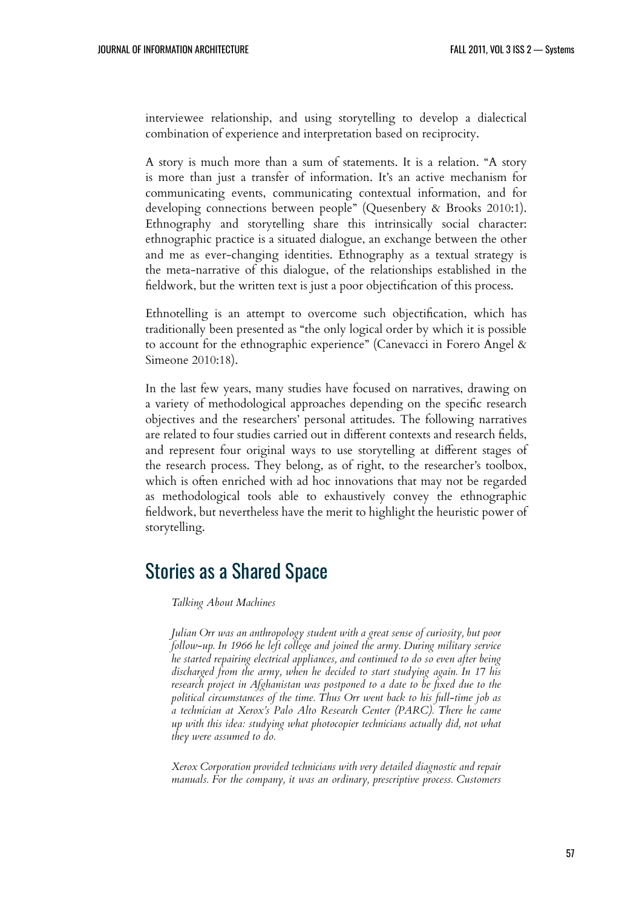interviewee relationship, and using storytelling to develop a dialectical combination of experience and interpretation based on reciprocity.

A story is much more than a sum of statements. It is a relation. "A story is more than just a transfer of information. It's an active mechanism for communicating events, communicating contextual information, and for developing connections between people" (Quesenbery & Brooks 2010:1). Ethnography and storytelling share this intrinsically social character: ethnographic practice is a situated dialogue, an exchange between the other and me as ever-changing identities. Ethnography as a textual strategy is the meta-narrative of this dialogue, of the relationships established in the fieldwork, but the written text is just a poor objectification of this process.

Ethnotelling is an attempt to overcome such objectification, which has traditionally been presented as "the only logical order by which it is possible to account for the ethnographic experience" (Canevacci in Forero Angel & Simeone 2010:18).

In the last few years, many studies have focused on narratives, drawing on a variety of methodological approaches depending on the specific research objectives and the researchers' personal attitudes. The following narratives are related to four studies carried out in different contexts and research fields, and represent four original ways to use storytelling at different stages of the research process. They belong, as of right, to the researcher's toolbox, which is often enriched with ad hoc innovations that may not be regarded as methodological tools able to exhaustively convey the ethnographic fieldwork, but nevertheless have the merit to highlight the heuristic power of storytelling.

## Stories as a Shared Space

*Talking About Machines*

*Julian Orr was an anthropology student with a great sense of curiosity, but poor follow-up. In 1966 he left college and joined the army. During military service he started repairing electrical appliances, and continued to do so even after being discharged from the army, when he decided to start studying again. In 17 his research project in Afghanistan was postponed to a date to be fixed due to the political circumstances of the time. Thus Orr went back to his full-time job as a technician at Xerox's Palo Alto Research Center (PARC). There he came up with this idea: studying what photocopier technicians actually did, not what they were assumed to do.*

*Xerox Corporation provided technicians with very detailed diagnostic and repair manuals. For the company, it was an ordinary, prescriptive process. Customers*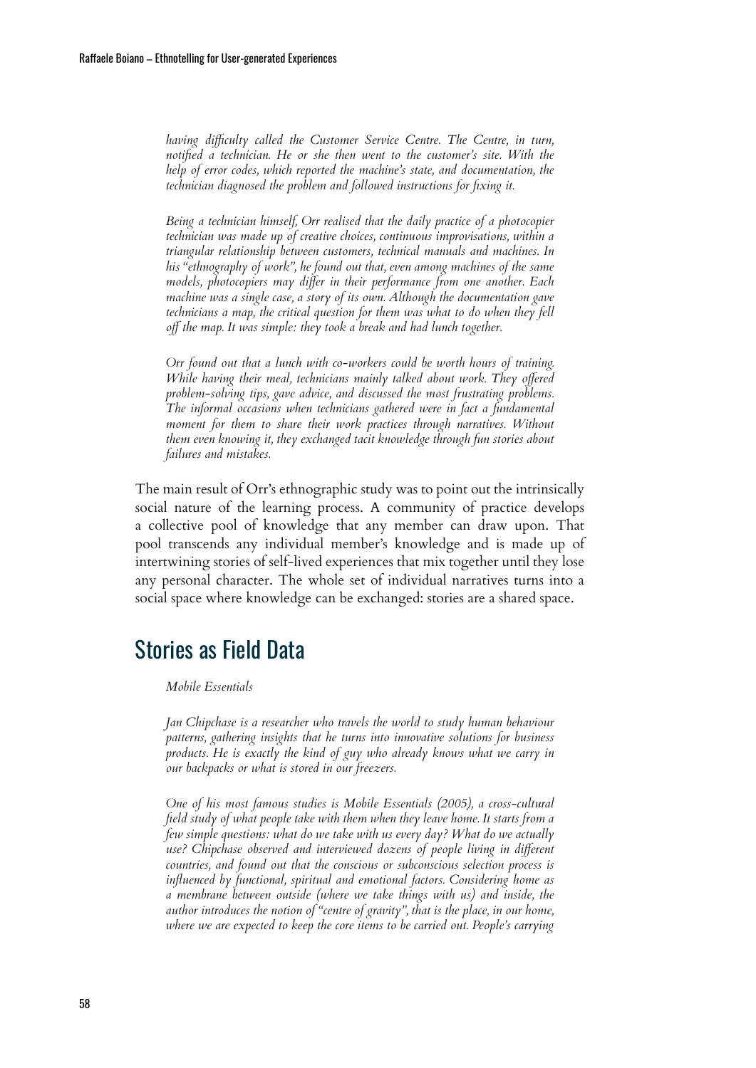*having difficulty called the Customer Service Centre. The Centre, in turn, notified a technician. He or she then went to the customer's site. With the help of error codes, which reported the machine's state, and documentation, the technician diagnosed the problem and followed instructions for fixing it.*

*Being a technician himself, Orr realised that the daily practice of a photocopier technician was made up of creative choices, continuous improvisations, within a triangular relationship between customers, technical manuals and machines. In his "ethnography of work", he found out that, even among machines of the same models, photocopiers may differ in their performance from one another. Each machine was a single case, a story of its own. Although the documentation gave technicians a map, the critical question for them was what to do when they fell off the map. It was simple: they took a break and had lunch together.*

*Orr found out that a lunch with co-workers could be worth hours of training. While having their meal, technicians mainly talked about work. They offered problem-solving tips, gave advice, and discussed the most frustrating problems. The informal occasions when technicians gathered were in fact a fundamental moment for them to share their work practices through narratives. Without them even knowing it, they exchanged tacit knowledge through fun stories about failures and mistakes.*

The main result of Orr's ethnographic study was to point out the intrinsically social nature of the learning process. A community of practice develops a collective pool of knowledge that any member can draw upon. That pool transcends any individual member's knowledge and is made up of intertwining stories of self-lived experiences that mix together until they lose any personal character. The whole set of individual narratives turns into a social space where knowledge can be exchanged: stories are a shared space.

## Stories as Field Data

*Mobile Essentials*

*Jan Chipchase is a researcher who travels the world to study human behaviour patterns, gathering insights that he turns into innovative solutions for business products. He is exactly the kind of guy who already knows what we carry in our backpacks or what is stored in our freezers.*

*One of his most famous studies is Mobile Essentials (2005), a cross-cultural field study of what people take with them when they leave home. It starts from a few simple questions: what do we take with us every day? What do we actually use? Chipchase observed and interviewed dozens of people living in different countries, and found out that the conscious or subconscious selection process is influenced by functional, spiritual and emotional factors. Considering home as a membrane between outside (where we take things with us) and inside, the author introduces the notion of "centre of gravity", that is the place, in our home, where we are expected to keep the core items to be carried out. People's carrying*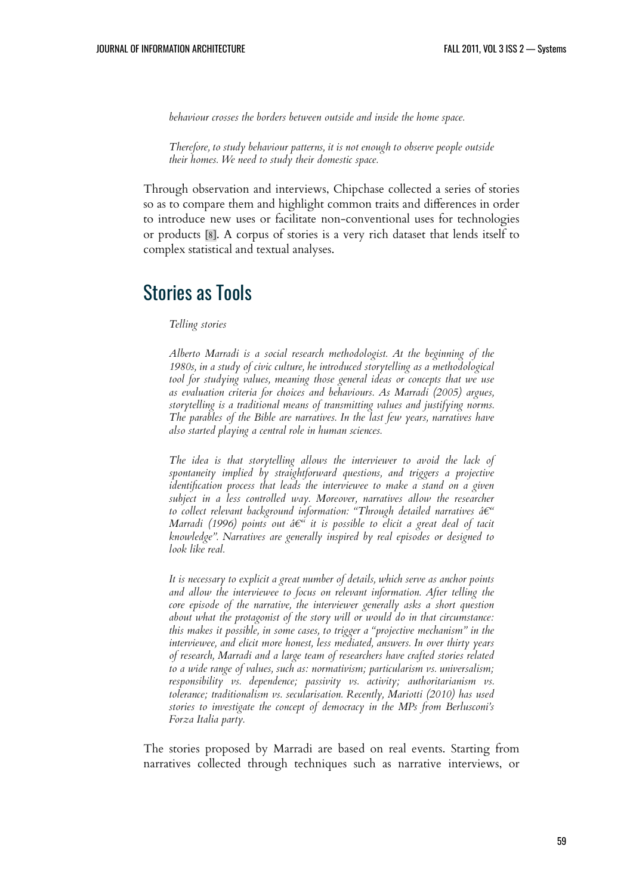*behaviour crosses the borders between outside and inside the home space.*

*Therefore, to study behaviour patterns, it is not enough to observe people outside their homes. We need to study their domestic space.*

Through observation and interviews, Chipchase collected a series of stories so as to compare them and highlight common traits and differences in order to introduce new uses or facilitate non-conventional uses for technologies or products [8]. A corpus of stories is a very rich dataset that lends itself to complex statistical and textual analyses.

## Stories as Tools

*Telling stories*

*Alberto Marradi is a social research methodologist. At the beginning of the 1980s, in a study of civic culture, he introduced storytelling as a methodological tool for studying values, meaning those general ideas or concepts that we use as evaluation criteria for choices and behaviours. As Marradi (2005) argues, storytelling is a traditional means of transmitting values and justifying norms. The parables of the Bible are narratives. In the last few years, narratives have also started playing a central role in human sciences.*

*The idea is that storytelling allows the interviewer to avoid the lack of spontaneity implied by straightforward questions, and triggers a projective identification process that leads the interviewee to make a stand on a given subject in a less controlled way. Moreover, narratives allow the researcher to collect relevant background information: "Through detailed narratives â€“ Marradi (1996) points out â€“ it is possible to elicit a great deal of tacit knowledge". Narratives are generally inspired by real episodes or designed to look like real.*

*It is necessary to explicit a great number of details, which serve as anchor points and allow the interviewee to focus on relevant information. After telling the core episode of the narrative, the interviewer generally asks a short question about what the protagonist of the story will or would do in that circumstance: this makes it possible, in some cases, to trigger a "projective mechanism" in the interviewee, and elicit more honest, less mediated, answers. In over thirty years of research, Marradi and a large team of researchers have crafted stories related to a wide range of values, such as: normativism; particularism vs. universalism; responsibility vs. dependence; passivity vs. activity; authoritarianism vs. tolerance; traditionalism vs. secularisation. Recently, Mariotti (2010) has used stories to investigate the concept of democracy in the MPs from Berlusconi's Forza Italia party.*

The stories proposed by Marradi are based on real events. Starting from narratives collected through techniques such as narrative interviews, or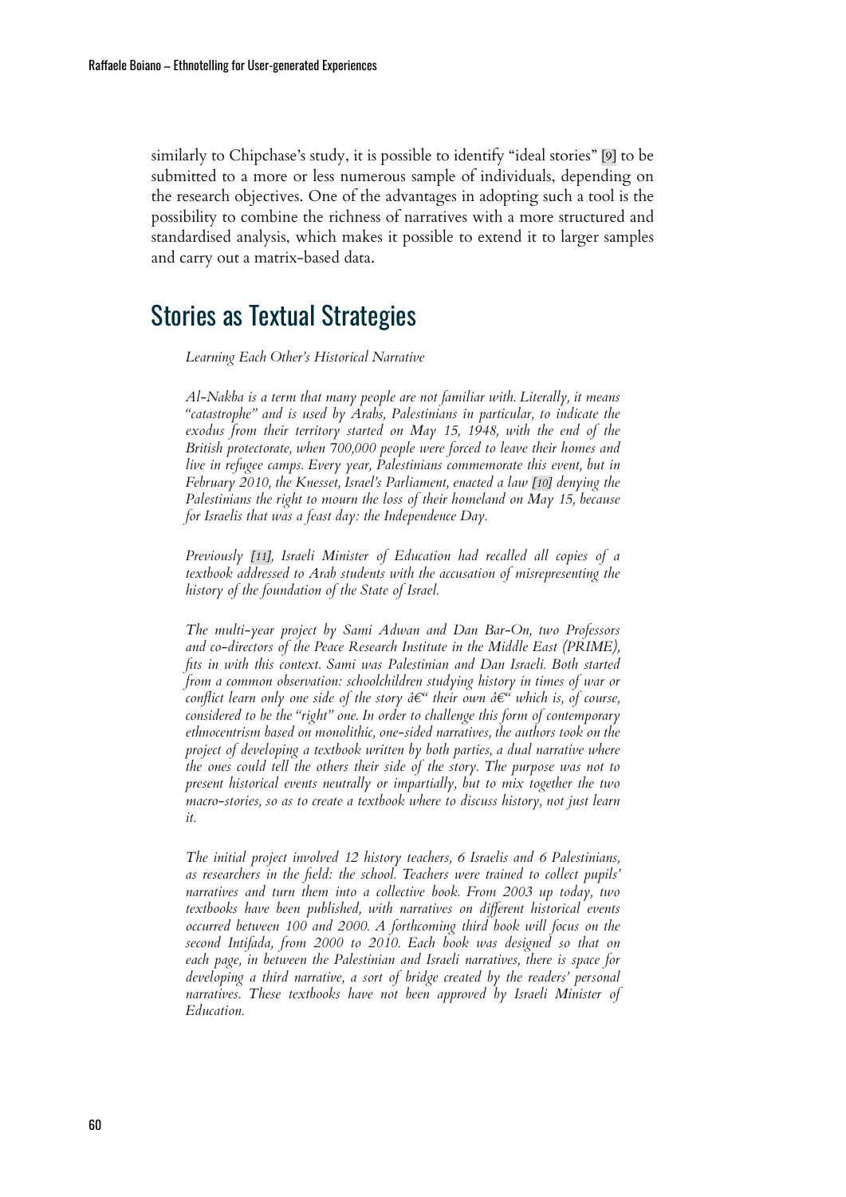similarly to Chipchase's study, it is possible to identify "ideal stories" [9] to be submitted to a more or less numerous sample of individuals, depending on the research objectives. One of the advantages in adopting such a tool is the possibility to combine the richness of narratives with a more structured and standardised analysis, which makes it possible to extend it to larger samples and carry out a matrix-based data.

## Stories as Textual Strategies

*Learning Each Other's Historical Narrative*

*Al-Nakba is a term that many people are not familiar with. Literally, it means "catastrophe" and is used by Arabs, Palestinians in particular, to indicate the exodus from their territory started on May 15, 1948, with the end of the British protectorate, when 700,000 people were forced to leave their homes and live in refugee camps. Every year, Palestinians commemorate this event, but in February 2010, the Knesset, Israel's Parliament, enacted a law [10] denying the Palestinians the right to mourn the loss of their homeland on May 15, because for Israelis that was a feast day: the Independence Day.*

*Previously [11], Israeli Minister of Education had recalled all copies of a textbook addressed to Arab students with the accusation of misrepresenting the history of the foundation of the State of Israel.*

*The multi-year project by Sami Adwan and Dan Bar-On, two Professors and co-directors of the Peace Research Institute in the Middle East (PRIME), fits in with this context. Sami was Palestinian and Dan Israeli. Both started from a common observation: schoolchildren studying history in times of war or conflict learn only one side of the story â€“ their own â€“ which is, of course, considered to be the "right" one. In order to challenge this form of contemporary ethnocentrism based on monolithic, one-sided narratives, the authors took on the project of developing a textbook written by both parties, a dual narrative where the ones could tell the others their side of the story. The purpose was not to present historical events neutrally or impartially, but to mix together the two macro-stories, so as to create a textbook where to discuss history, not just learn it.*

*The initial project involved 12 history teachers, 6 Israelis and 6 Palestinians, as researchers in the field: the school. Teachers were trained to collect pupils' narratives and turn them into a collective book. From 2003 up today, two textbooks have been published, with narratives on different historical events occurred between 100 and 2000. A forthcoming third book will focus on the second Intifada, from 2000 to 2010. Each book was designed so that on each page, in between the Palestinian and Israeli narratives, there is space for developing a third narrative, a sort of bridge created by the readers' personal narratives. These textbooks have not been approved by Israeli Minister of Education.*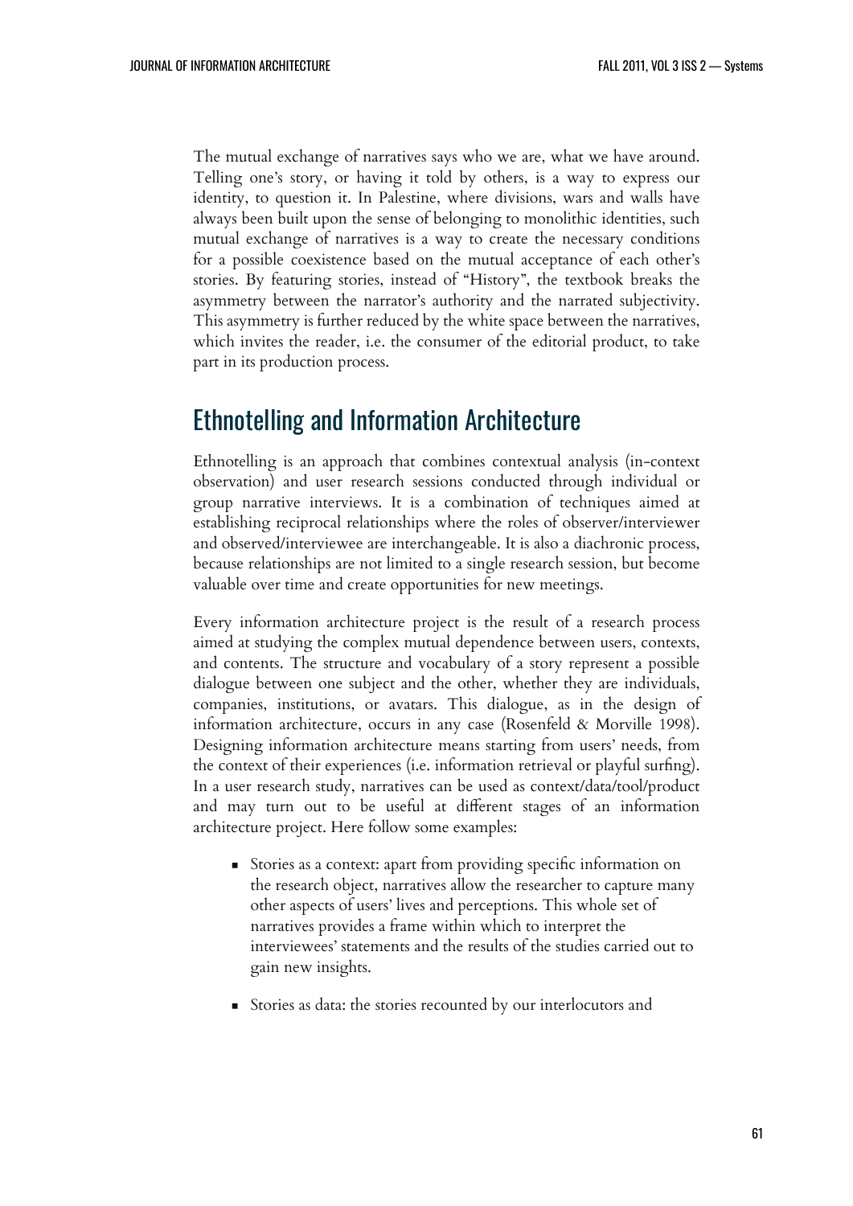The mutual exchange of narratives says who we are, what we have around. Telling one's story, or having it told by others, is a way to express our identity, to question it. In Palestine, where divisions, wars and walls have always been built upon the sense of belonging to monolithic identities, such mutual exchange of narratives is a way to create the necessary conditions for a possible coexistence based on the mutual acceptance of each other's stories. By featuring stories, instead of "History", the textbook breaks the asymmetry between the narrator's authority and the narrated subjectivity. This asymmetry is further reduced by the white space between the narratives, which invites the reader, i.e. the consumer of the editorial product, to take part in its production process.

## Ethnotelling and Information Architecture

Ethnotelling is an approach that combines contextual analysis (in-context observation) and user research sessions conducted through individual or group narrative interviews. It is a combination of techniques aimed at establishing reciprocal relationships where the roles of observer/interviewer and observed/interviewee are interchangeable. It is also a diachronic process, because relationships are not limited to a single research session, but become valuable over time and create opportunities for new meetings.

Every information architecture project is the result of a research process aimed at studying the complex mutual dependence between users, contexts, and contents. The structure and vocabulary of a story represent a possible dialogue between one subject and the other, whether they are individuals, companies, institutions, or avatars. This dialogue, as in the design of information architecture, occurs in any case (Rosenfeld & Morville 1998). Designing information architecture means starting from users' needs, from the context of their experiences (i.e. information retrieval or playful surfing). In a user research study, narratives can be used as context/data/tool/product and may turn out to be useful at different stages of an information architecture project. Here follow some examples:

- Stories as a context: apart from providing specific information on the research object, narratives allow the researcher to capture many other aspects of users' lives and perceptions. This whole set of narratives provides a frame within which to interpret the interviewees' statements and the results of the studies carried out to gain new insights.
- Stories as data: the stories recounted by our interlocutors and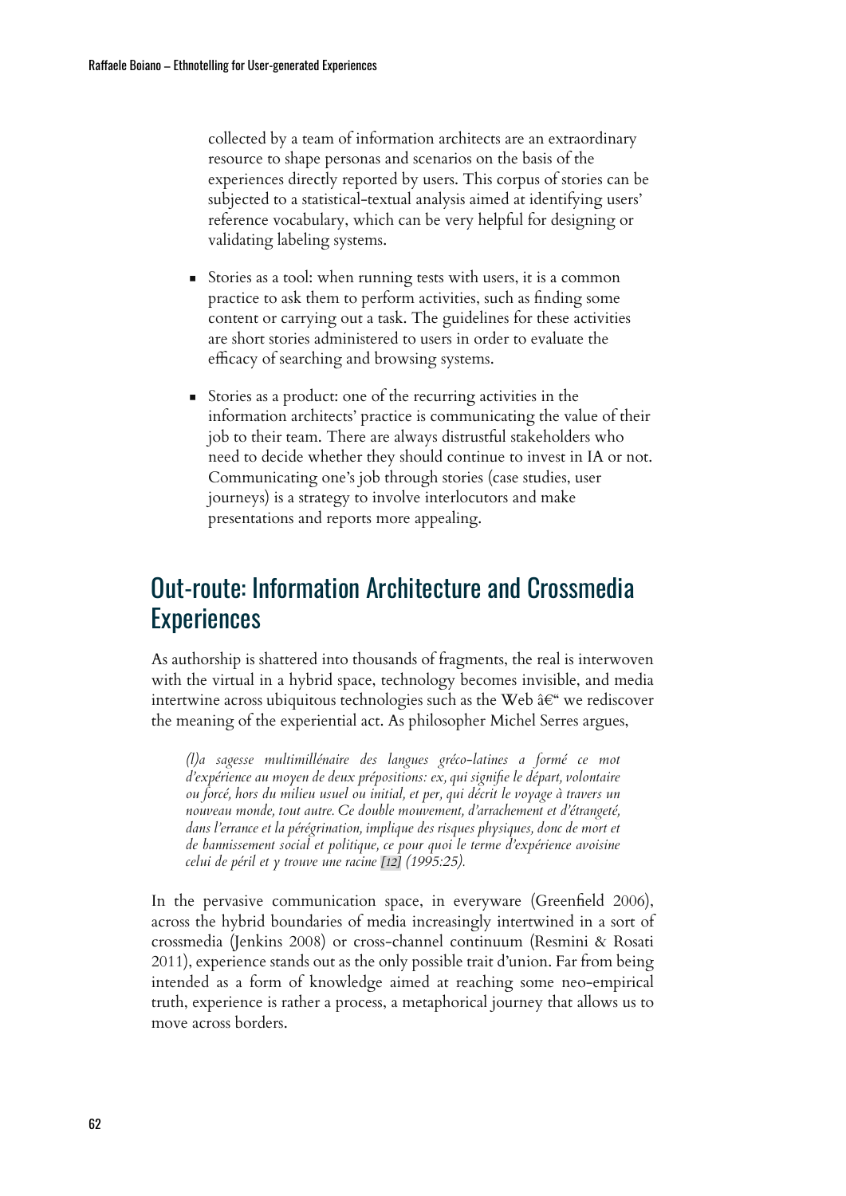collected by a team of information architects are an extraordinary resource to shape personas and scenarios on the basis of the experiences directly reported by users. This corpus of stories can be subjected to a statistical-textual analysis aimed at identifying users' reference vocabulary, which can be very helpful for designing or validating labeling systems.

- Stories as a tool: when running tests with users, it is a common practice to ask them to perform activities, such as finding some content or carrying out a task. The guidelines for these activities are short stories administered to users in order to evaluate the efficacy of searching and browsing systems.
- Stories as a product: one of the recurring activities in the information architects' practice is communicating the value of their job to their team. There are always distrustful stakeholders who need to decide whether they should continue to invest in IA or not. Communicating one's job through stories (case studies, user journeys) is a strategy to involve interlocutors and make presentations and reports more appealing.

## Out-route: Information Architecture and Crossmedia Experiences

As authorship is shattered into thousands of fragments, the real is interwoven with the virtual in a hybrid space, technology becomes invisible, and media intertwine across ubiquitous technologies such as the Web â€“ we rediscover the meaning of the experiential act. As philosopher Michel Serres argues,

> *(l)a sagesse multimillénaire des langues gréco-latines a formé ce mot d'expérience au moyen de deux prépositions: ex, qui signifie le départ, volontaire ou forcé, hors du milieu usuel ou initial, et per, qui décrit le voyage à travers un nouveau monde, tout autre. Ce double mouvement, d'arrachement et d'étrangeté, dans l'errance et la pérégrination, implique des risques physiques, donc de mort et de bannissement social et politique, ce pour quoi le terme d'expérience avoisine celui de péril et y trouve une racine [12] (1995:25).*

In the pervasive communication space, in everyware (Greenfield 2006), across the hybrid boundaries of media increasingly intertwined in a sort of crossmedia (Jenkins 2008) or cross-channel continuum (Resmini & Rosati 2011), experience stands out as the only possible trait d'union. Far from being intended as a form of knowledge aimed at reaching some neo-empirical truth, experience is rather a process, a metaphorical journey that allows us to move across borders.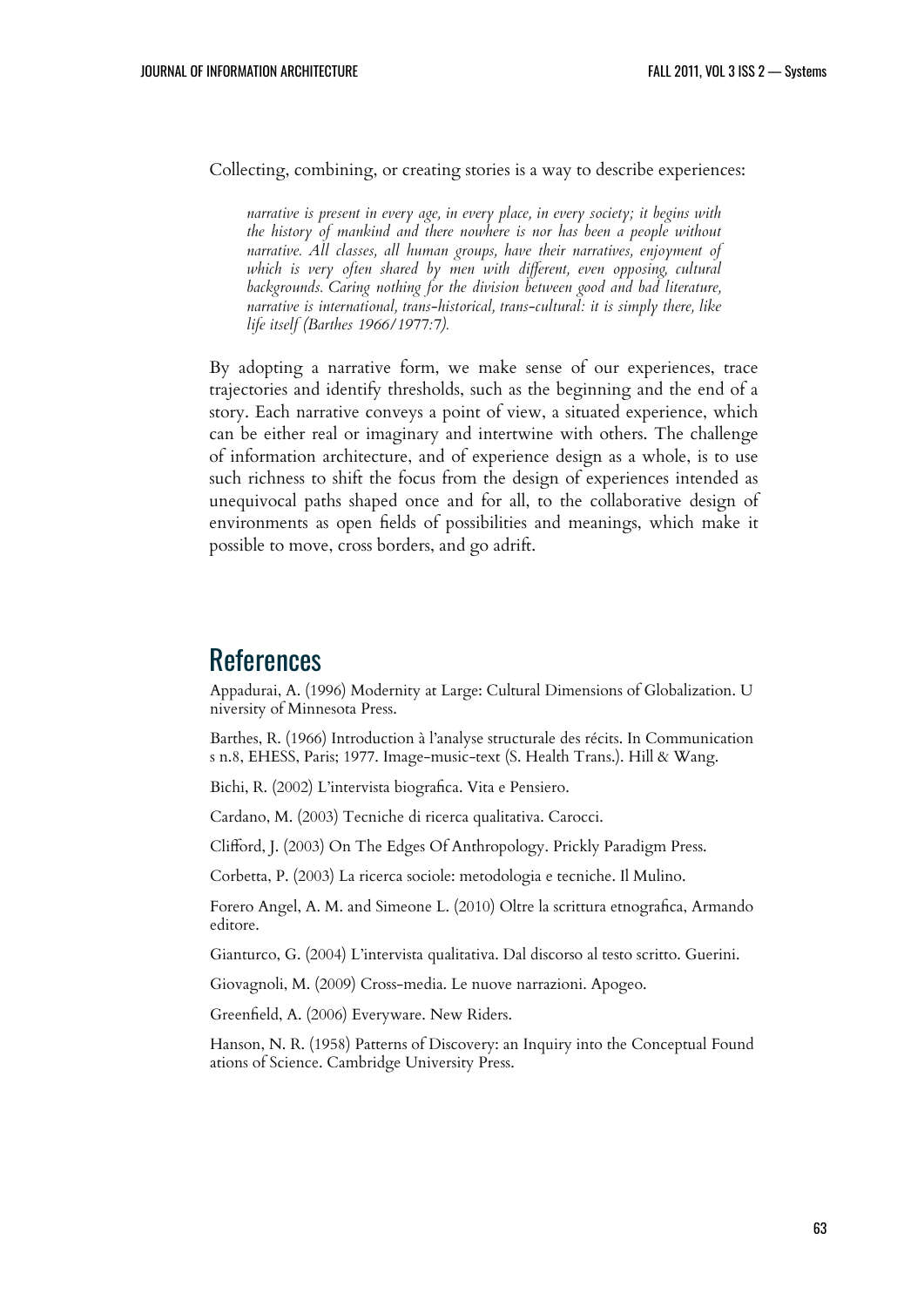Collecting, combining, or creating stories is a way to describe experiences:

> *narrative is present in every age, in every place, in every society; it begins with the history of mankind and there nowhere is nor has been a people without narrative. All classes, all human groups, have their narratives, enjoyment of which is very often shared by men with different, even opposing, cultural backgrounds. Caring nothing for the division between good and bad literature, narrative is international, trans-historical, trans-cultural: it is simply there, like life itself (Barthes 1966/1977:7).*

By adopting a narrative form, we make sense of our experiences, trace trajectories and identify thresholds, such as the beginning and the end of a story. Each narrative conveys a point of view, a situated experience, which can be either real or imaginary and intertwine with others. The challenge of information architecture, and of experience design as a whole, is to use such richness to shift the focus from the design of experiences intended as unequivocal paths shaped once and for all, to the collaborative design of environments as open fields of possibilities and meanings, which make it possible to move, cross borders, and go adrift.

## References

Appadurai, A. (1996) Modernity at Large: Cultural Dimensions of Globalization. U niversity of Minnesota Press.

Barthes, R. (1966) Introduction à l'analyse structurale des récits. In Communication s n.8, EHESS, Paris; 1977. Image-music-text (S. Health Trans.). Hill & Wang.

Bichi, R. (2002) L'intervista biografica. Vita e Pensiero.

Cardano, M. (2003) Tecniche di ricerca qualitativa. Carocci.

Clifford, J. (2003) On The Edges Of Anthropology. Prickly Paradigm Press.

Corbetta, P. (2003) La ricerca sociole: metodologia e tecniche. Il Mulino.

Forero Angel, A. M. and Simeone L. (2010) Oltre la scrittura etnografica, Armando editore.

Gianturco, G. (2004) L'intervista qualitativa. Dal discorso al testo scritto. Guerini.

Giovagnoli, M. (2009) Cross-media. Le nuove narrazioni. Apogeo.

Greenfield, A. (2006) Everyware. New Riders.

Hanson, N. R. (1958) Patterns of Discovery: an Inquiry into the Conceptual Found ations of Science. Cambridge University Press.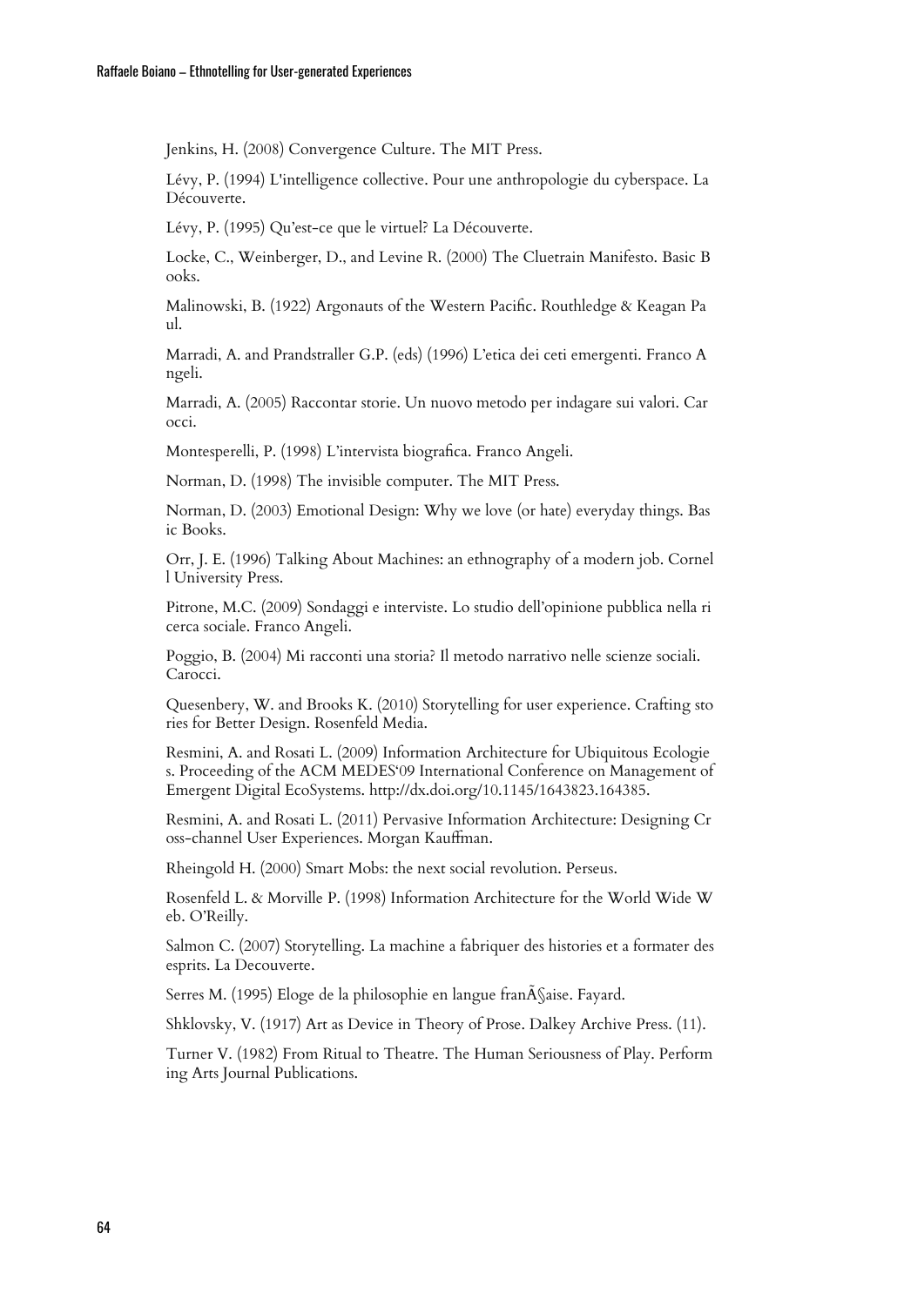Jenkins, H. (2008) Convergence Culture. The MIT Press.

Lévy, P. (1994) L'intelligence collective. Pour une anthropologie du cyberspace. La Découverte.

Lévy, P. (1995) Qu'est-ce que le virtuel? La Découverte.

Locke, C., Weinberger, D., and Levine R. (2000) The Cluetrain Manifesto. Basic B ooks.

Malinowski, B. (1922) Argonauts of the Western Pacific. Routhledge & Keagan Pa ul.

Marradi, A. and Prandstraller G.P. (eds) (1996) L'etica dei ceti emergenti. Franco A ngeli.

Marradi, A. (2005) Raccontar storie. Un nuovo metodo per indagare sui valori. Car occi.

Montesperelli, P. (1998) L'intervista biografica. Franco Angeli.

Norman, D. (1998) The invisible computer. The MIT Press.

Norman, D. (2003) Emotional Design: Why we love (or hate) everyday things. Bas ic Books.

Orr, J. E. (1996) Talking About Machines: an ethnography of a modern job. Cornel l University Press.

Pitrone, M.C. (2009) Sondaggi e interviste. Lo studio dell'opinione pubblica nella ri cerca sociale. Franco Angeli.

Poggio, B. (2004) Mi racconti una storia? Il metodo narrativo nelle scienze sociali. Carocci.

Quesenbery, W. and Brooks K. (2010) Storytelling for user experience. Crafting sto ries for Better Design. Rosenfeld Media.

Resmini, A. and Rosati L. (2009) Information Architecture for Ubiquitous Ecologie s. Proceeding of the ACM MEDES'09 International Conference on Management of Emergent Digital EcoSystems. http://dx.doi.org/10.1145/1643823.164385.

Resmini, A. and Rosati L. (2011) Pervasive Information Architecture: Designing Cr oss-channel User Experiences. Morgan Kauffman.

Rheingold H. (2000) Smart Mobs: the next social revolution. Perseus.

Rosenfeld L. & Morville P. (1998) Information Architecture for the World Wide W eb. O'Reilly.

Salmon C. (2007) Storytelling. La machine a fabriquer des histories et a formater des esprits. La Decouverte.

Serres M. (1995) Eloge de la philosophie en langue franÃ§aise. Fayard.

Shklovsky, V. (1917) Art as Device in Theory of Prose. Dalkey Archive Press. (11).

Turner V. (1982) From Ritual to Theatre. The Human Seriousness of Play. Perform ing Arts Journal Publications.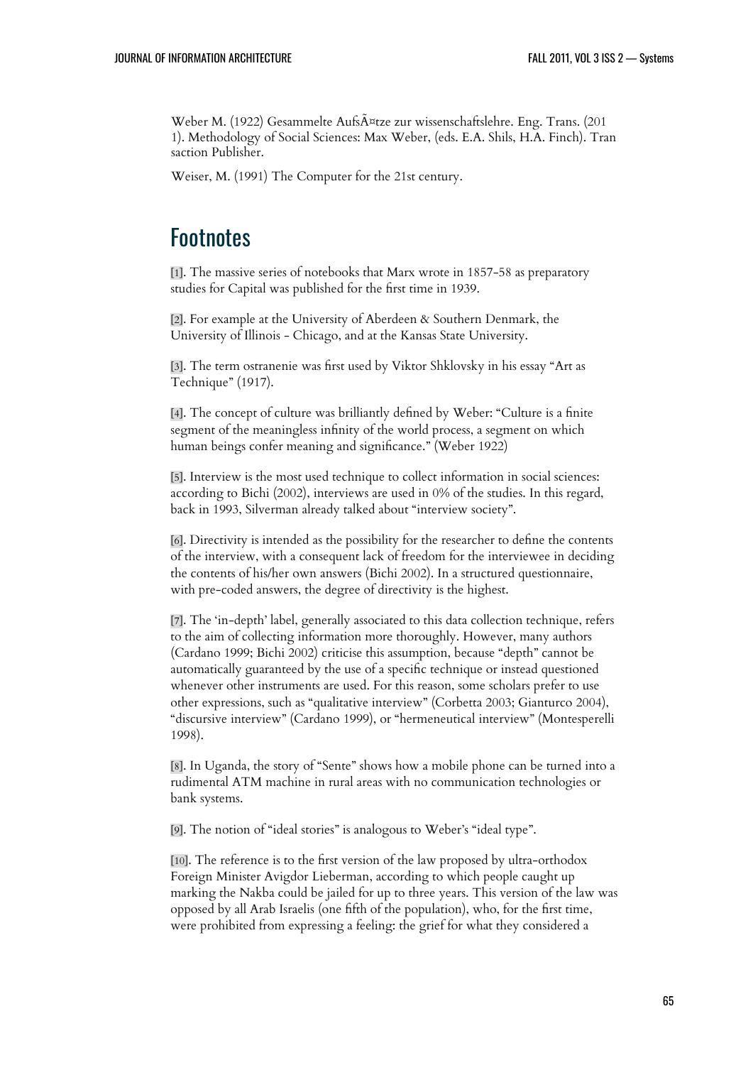Weber M. (1922) Gesammelte AufsÃ¤tze zur wissenschaftslehre. Eng. Trans. (201 1). Methodology of Social Sciences: Max Weber, (eds. E.A. Shils, H.A. Finch). Tran saction Publisher.

Weiser, M. (1991) The Computer for the 21st century.

## Footnotes

[1]. The massive series of notebooks that Marx wrote in 1857-58 as preparatory studies for Capital was published for the first time in 1939.

[2]. For example at the University of Aberdeen & Southern Denmark, the University of Illinois - Chicago, and at the Kansas State University.

[3]. The term ostranenie was first used by Viktor Shklovsky in his essay "Art as Technique" (1917).

[4]. The concept of culture was brilliantly defined by Weber: "Culture is a finite segment of the meaningless infinity of the world process, a segment on which human beings confer meaning and significance." (Weber 1922)

[5]. Interview is the most used technique to collect information in social sciences: according to Bichi (2002), interviews are used in 0% of the studies. In this regard, back in 1993, Silverman already talked about "interview society".

[6]. Directivity is intended as the possibility for the researcher to define the contents of the interview, with a consequent lack of freedom for the interviewee in deciding the contents of his/her own answers (Bichi 2002). In a structured questionnaire, with pre-coded answers, the degree of directivity is the highest.

[7]. The 'in-depth' label, generally associated to this data collection technique, refers to the aim of collecting information more thoroughly. However, many authors (Cardano 1999; Bichi 2002) criticise this assumption, because "depth" cannot be automatically guaranteed by the use of a specific technique or instead questioned whenever other instruments are used. For this reason, some scholars prefer to use other expressions, such as "qualitative interview" (Corbetta 2003; Gianturco 2004), "discursive interview" (Cardano 1999), or "hermeneutical interview" (Montesperelli 1998).

[8]. In Uganda, the story of "Sente" shows how a mobile phone can be turned into a rudimental ATM machine in rural areas with no communication technologies or bank systems.

[9]. The notion of "ideal stories" is analogous to Weber's "ideal type".

[10]. The reference is to the first version of the law proposed by ultra-orthodox Foreign Minister Avigdor Lieberman, according to which people caught up marking the Nakba could be jailed for up to three years. This version of the law was opposed by all Arab Israelis (one fifth of the population), who, for the first time, were prohibited from expressing a feeling: the grief for what they considered a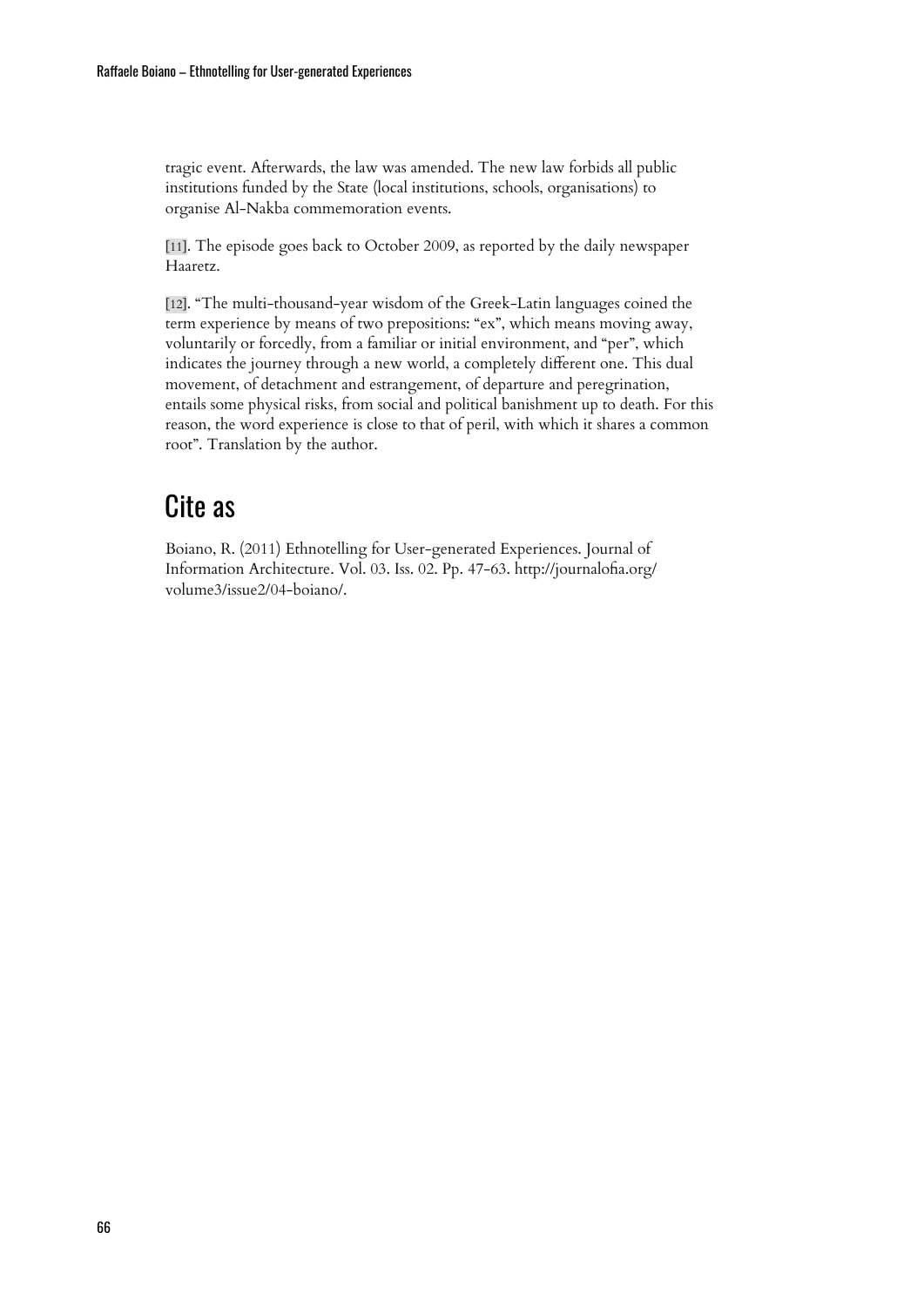tragic event. Afterwards, the law was amended. The new law forbids all public institutions funded by the State (local institutions, schools, organisations) to organise Al-Nakba commemoration events.

[11]. The episode goes back to October 2009, as reported by the daily newspaper Haaretz.

[12]. "The multi-thousand-year wisdom of the Greek-Latin languages coined the term experience by means of two prepositions: "ex", which means moving away, voluntarily or forcedly, from a familiar or initial environment, and "per", which indicates the journey through a new world, a completely different one. This dual movement, of detachment and estrangement, of departure and peregrination, entails some physical risks, from social and political banishment up to death. For this reason, the word experience is close to that of peril, with which it shares a common root". Translation by the author.

## Cite as

Boiano, R. (2011) Ethnotelling for User-generated Experiences. Journal of Information Architecture. Vol. 03. Iss. 02. Pp. 47-63. http://journalofia.org/volume3/issue2/04-boiano/.